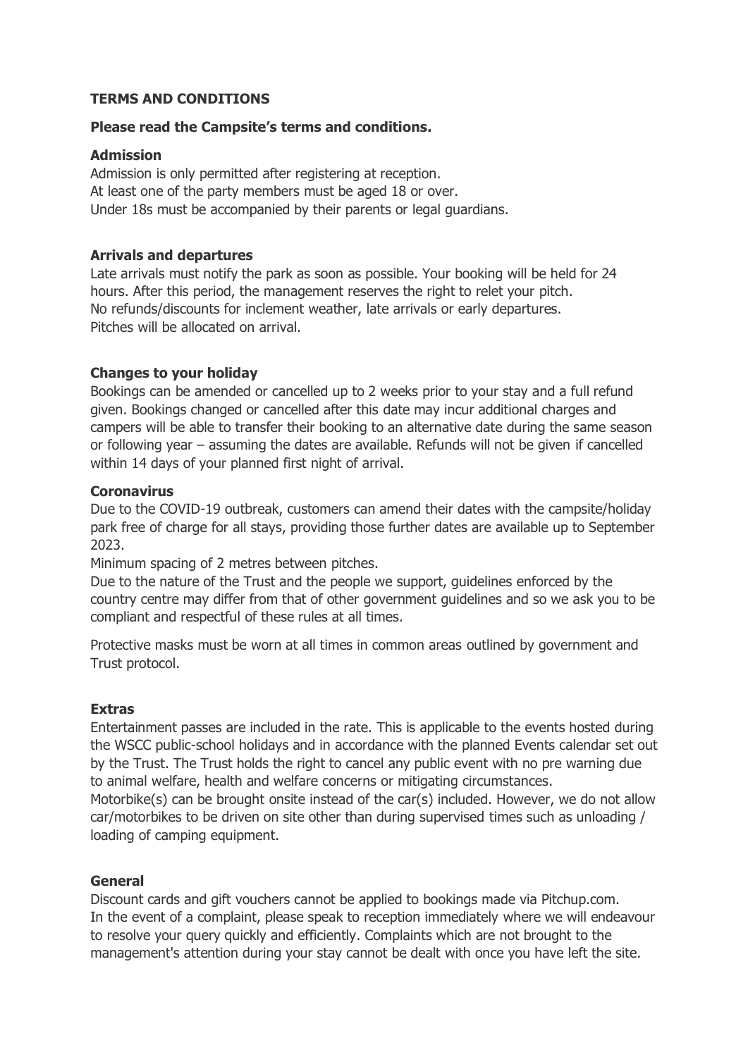**TERMS AND CONDITIONS**

**Please read the Campsite's terms and conditions.**

**Admission**

Admission is only permitted after registering at reception.
At least one of the party members must be aged 18 or over.
Under 18s must be accompanied by their parents or legal guardians.

**Arrivals and departures**

Late arrivals must notify the park as soon as possible. Your booking will be held for 24 hours. After this period, the management reserves the right to relet your pitch.
No refunds/discounts for inclement weather, late arrivals or early departures.
Pitches will be allocated on arrival.

**Changes to your holiday**

Bookings can be amended or cancelled up to 2 weeks prior to your stay and a full refund given. Bookings changed or cancelled after this date may incur additional charges and campers will be able to transfer their booking to an alternative date during the same season or following year – assuming the dates are available. Refunds will not be given if cancelled within 14 days of your planned first night of arrival.

**Coronavirus**

Due to the COVID-19 outbreak, customers can amend their dates with the campsite/holiday park free of charge for all stays, providing those further dates are available up to September 2023.
Minimum spacing of 2 metres between pitches.
Due to the nature of the Trust and the people we support, guidelines enforced by the country centre may differ from that of other government guidelines and so we ask you to be compliant and respectful of these rules at all times.

Protective masks must be worn at all times in common areas outlined by government and Trust protocol.

**Extras**

Entertainment passes are included in the rate. This is applicable to the events hosted during the WSCC public-school holidays and in accordance with the planned Events calendar set out by the Trust. The Trust holds the right to cancel any public event with no pre warning due to animal welfare, health and welfare concerns or mitigating circumstances.
Motorbike(s) can be brought onsite instead of the car(s) included. However, we do not allow car/motorbikes to be driven on site other than during supervised times such as unloading / loading of camping equipment.

**General**

Discount cards and gift vouchers cannot be applied to bookings made via Pitchup.com.
In the event of a complaint, please speak to reception immediately where we will endeavour to resolve your query quickly and efficiently. Complaints which are not brought to the management's attention during your stay cannot be dealt with once you have left the site.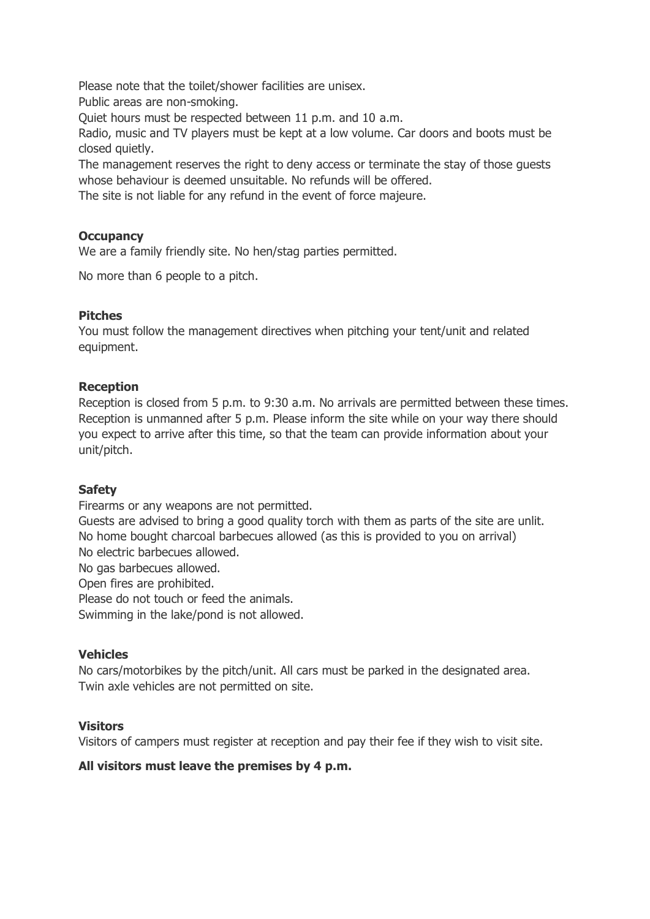Please note that the toilet/shower facilities are unisex.
Public areas are non-smoking.
Quiet hours must be respected between 11 p.m. and 10 a.m.
Radio, music and TV players must be kept at a low volume. Car doors and boots must be closed quietly.
The management reserves the right to deny access or terminate the stay of those guests whose behaviour is deemed unsuitable. No refunds will be offered.
The site is not liable for any refund in the event of force majeure.

**Occupancy**

We are a family friendly site. No hen/stag parties permitted.

No more than 6 people to a pitch.

**Pitches**

You must follow the management directives when pitching your tent/unit and related equipment.

**Reception**

Reception is closed from 5 p.m. to 9:30 a.m. No arrivals are permitted between these times. Reception is unmanned after 5 p.m. Please inform the site while on your way there should you expect to arrive after this time, so that the team can provide information about your unit/pitch.

**Safety**

Firearms or any weapons are not permitted.
Guests are advised to bring a good quality torch with them as parts of the site are unlit.
No home bought charcoal barbecues allowed (as this is provided to you on arrival)
No electric barbecues allowed.
No gas barbecues allowed.
Open fires are prohibited.
Please do not touch or feed the animals.
Swimming in the lake/pond is not allowed.

**Vehicles**

No cars/motorbikes by the pitch/unit. All cars must be parked in the designated area.
Twin axle vehicles are not permitted on site.

**Visitors**

Visitors of campers must register at reception and pay their fee if they wish to visit site.

**All visitors must leave the premises by 4 p.m.**